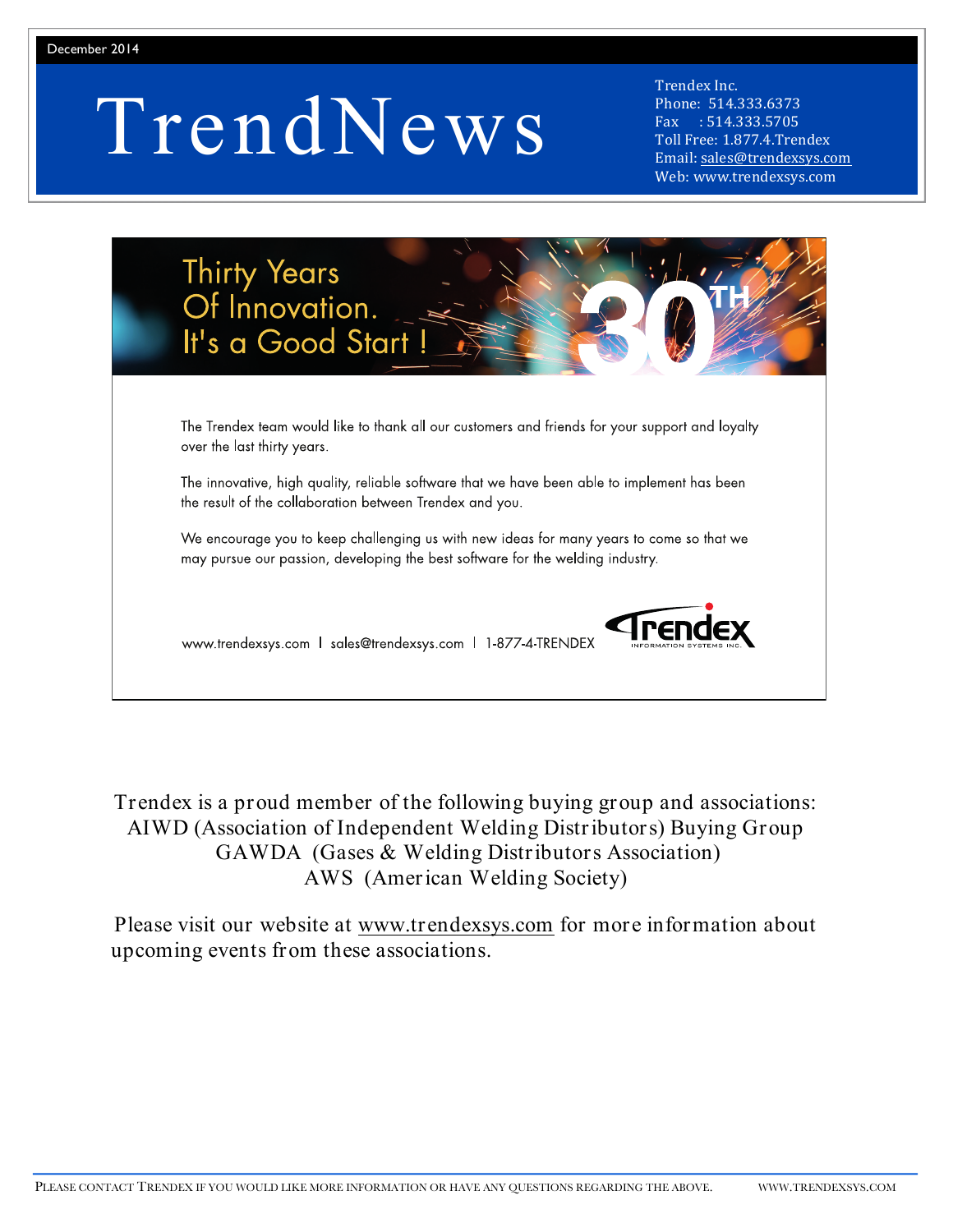December 2014

# TrendNews

Trendex Inc.
Phone: 514.333.6373
Fax : 514.333.5705
Toll Free: 1.877.4.Trendex
Email: sales@trendexsys.com
Web: www.trendexsys.com

## Thirty Years Of Innovation. It's a Good Start !

30TH

The Trendex team would like to thank all our customers and friends for your support and loyalty over the last thirty years.

The innovative, high quality, reliable software that we have been able to implement has been the result of the collaboration between Trendex and you.

We encourage you to keep challenging us with new ideas for many years to come so that we may pursue our passion, developing the best software for the welding industry.

www.trendexsys.com | sales@trendexsys.com | 1-877-4-TRENDEX

Trendex INFORMATION SYSTEMS INC.

Trendex is a proud member of the following buying group and associations:
AIWD (Association of Independent Welding Distributors) Buying Group
GAWDA (Gases & Welding Distributors Association)
AWS (American Welding Society)

Please visit our website at www.trendexsys.com for more information about upcoming events from these associations.

PLEASE CONTACT TRENDEX IF YOU WOULD LIKE MORE INFORMATION OR HAVE ANY QUESTIONS REGARDING THE ABOVE. WWW.TRENDEXSYS.COM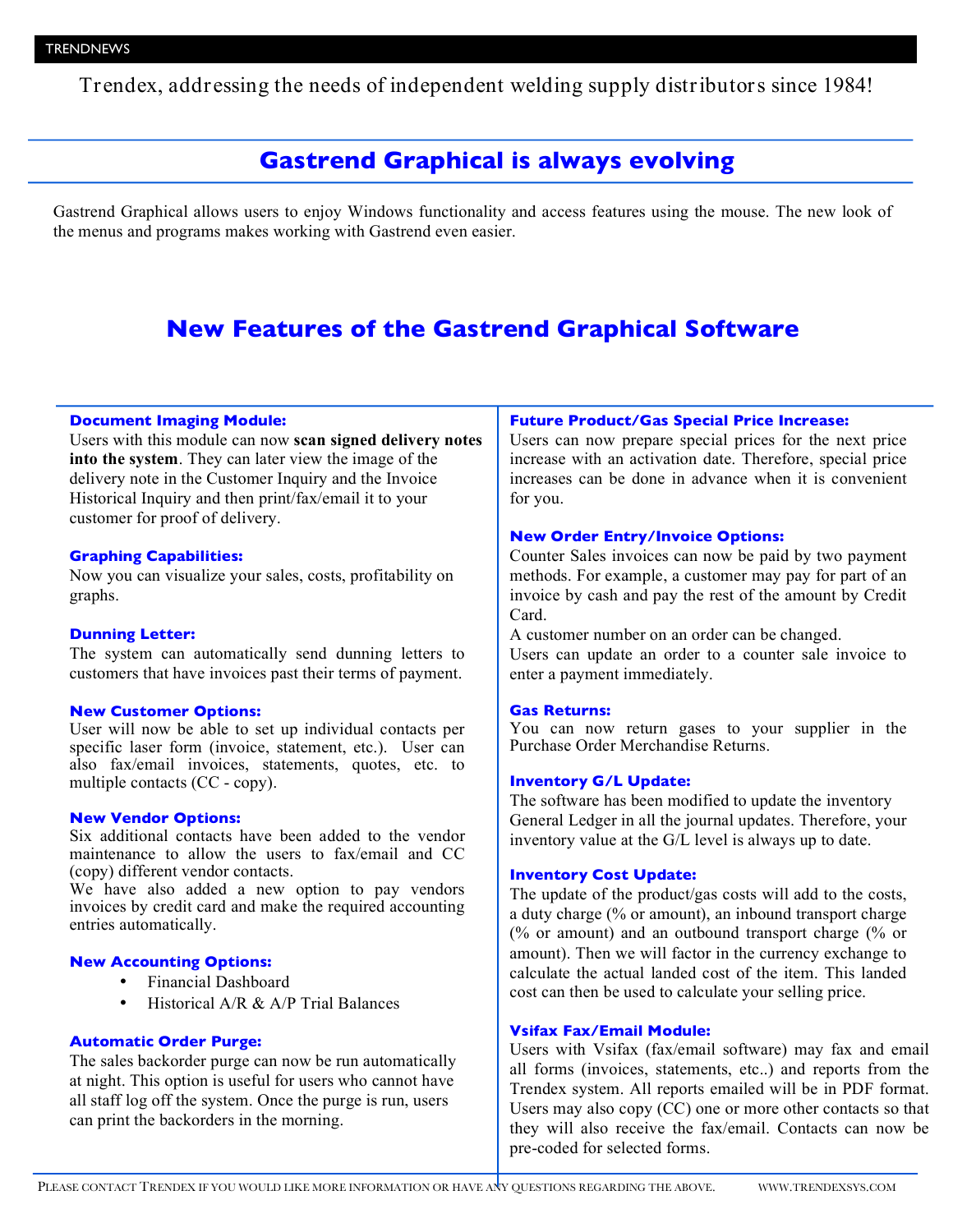Trendex, addressing the needs of independent welding supply distributors since 1984!

## Gastrend Graphical is always evolving

Gastrend Graphical allows users to enjoy Windows functionality and access features using the mouse. The new look of the menus and programs makes working with Gastrend even easier.

## New Features of the Gastrend Graphical Software

### Document Imaging Module:

Users with this module can now **scan signed delivery notes into the system**. They can later view the image of the delivery note in the Customer Inquiry and the Invoice Historical Inquiry and then print/fax/email it to your customer for proof of delivery.

### Graphing Capabilities:

Now you can visualize your sales, costs, profitability on graphs.

### Dunning Letter:

The system can automatically send dunning letters to customers that have invoices past their terms of payment.

### New Customer Options:

User will now be able to set up individual contacts per specific laser form (invoice, statement, etc.). User can also fax/email invoices, statements, quotes, etc. to multiple contacts (CC - copy).

### New Vendor Options:

Six additional contacts have been added to the vendor maintenance to allow the users to fax/email and CC (copy) different vendor contacts.

We have also added a new option to pay vendors invoices by credit card and make the required accounting entries automatically.

### New Accounting Options:

- Financial Dashboard
- Historical A/R & A/P Trial Balances

### Automatic Order Purge:

The sales backorder purge can now be run automatically at night. This option is useful for users who cannot have all staff log off the system. Once the purge is run, users can print the backorders in the morning.

### Future Product/Gas Special Price Increase:

Users can now prepare special prices for the next price increase with an activation date. Therefore, special price increases can be done in advance when it is convenient for you.

### New Order Entry/Invoice Options:

Counter Sales invoices can now be paid by two payment methods. For example, a customer may pay for part of an invoice by cash and pay the rest of the amount by Credit Card.

A customer number on an order can be changed.

Users can update an order to a counter sale invoice to enter a payment immediately.

### Gas Returns:

You can now return gases to your supplier in the Purchase Order Merchandise Returns.

### Inventory G/L Update:

The software has been modified to update the inventory General Ledger in all the journal updates. Therefore, your inventory value at the G/L level is always up to date.

### Inventory Cost Update:

The update of the product/gas costs will add to the costs, a duty charge (% or amount), an inbound transport charge (% or amount) and an outbound transport charge (% or amount). Then we will factor in the currency exchange to calculate the actual landed cost of the item. This landed cost can then be used to calculate your selling price.

### Vsifax Fax/Email Module:

Users with Vsifax (fax/email software) may fax and email all forms (invoices, statements, etc..) and reports from the Trendex system. All reports emailed will be in PDF format. Users may also copy (CC) one or more other contacts so that they will also receive the fax/email. Contacts can now be pre-coded for selected forms.

Please contact Trendex if you would like more information or have any questions regarding the above. www.trendexsys.com